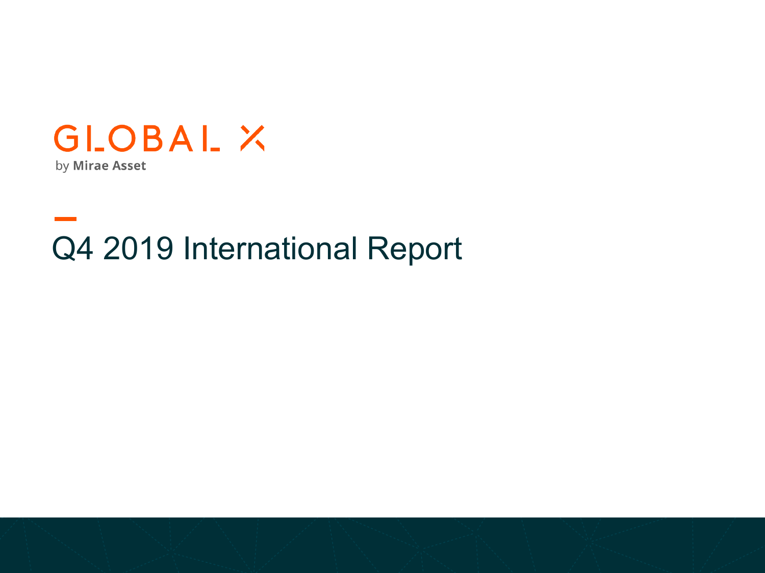GLOBAL X

by Mirae Asset

# Q4 2019 International Report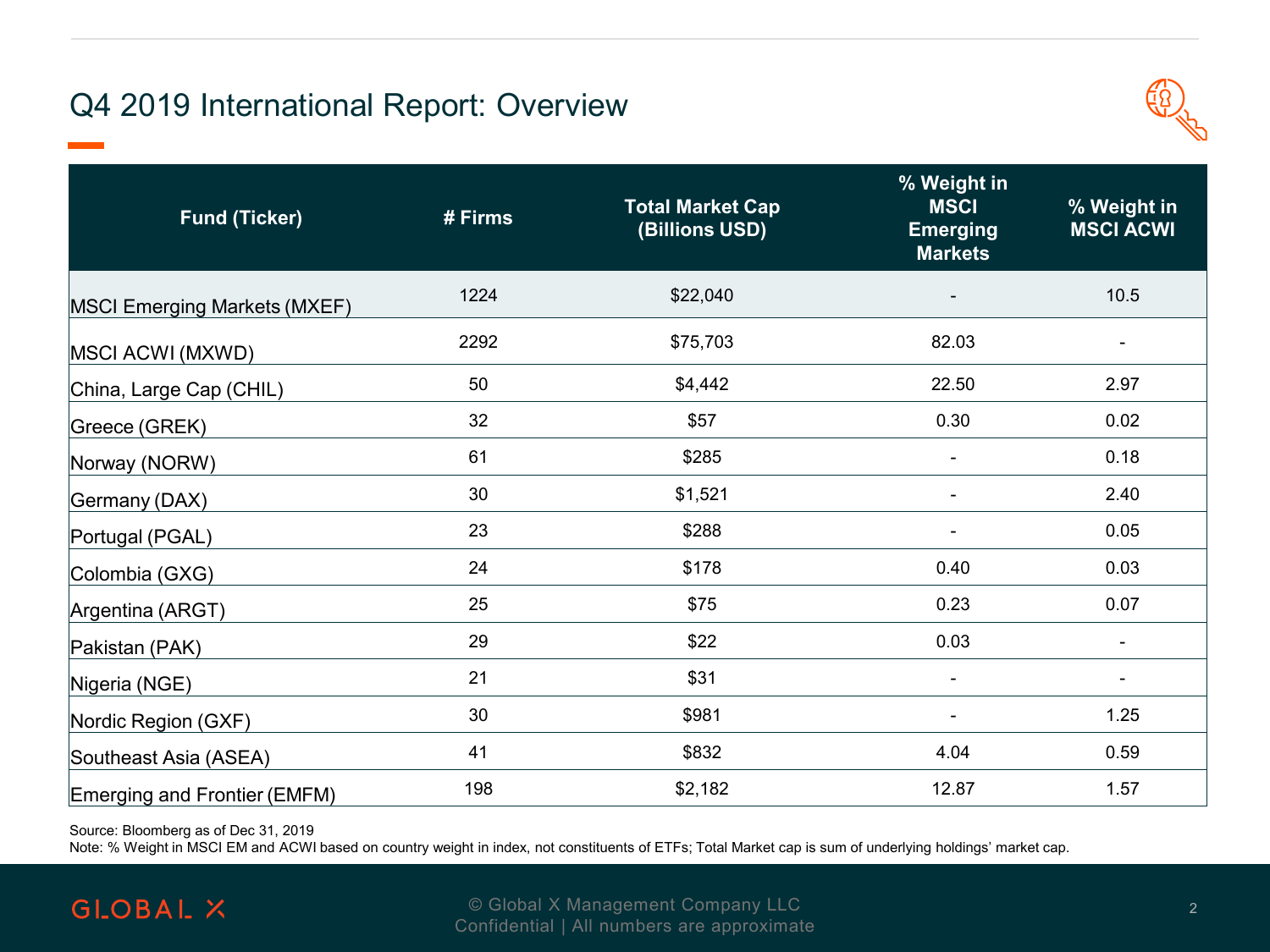# Q4 2019 International Report: Overview

| Fund (Ticker) | # Firms | Total Market Cap (Billions USD) | % Weight in MSCI Emerging Markets | % Weight in MSCI ACWI |
|---|---|---|---|---|
| MSCI Emerging Markets (MXEF) | 1224 | $22,040 | - | 10.5 |
| MSCI ACWI (MXWD) | 2292 | $75,703 | 82.03 | - |
| China, Large Cap (CHIL) | 50 | $4,442 | 22.50 | 2.97 |
| Greece (GREK) | 32 | $57 | 0.30 | 0.02 |
| Norway (NORW) | 61 | $285 | - | 0.18 |
| Germany (DAX) | 30 | $1,521 | - | 2.40 |
| Portugal (PGAL) | 23 | $288 | - | 0.05 |
| Colombia (GXG) | 24 | $178 | 0.40 | 0.03 |
| Argentina (ARGT) | 25 | $75 | 0.23 | 0.07 |
| Pakistan (PAK) | 29 | $22 | 0.03 | - |
| Nigeria (NGE) | 21 | $31 | - | - |
| Nordic Region (GXF) | 30 | $981 | - | 1.25 |
| Southeast Asia (ASEA) | 41 | $832 | 4.04 | 0.59 |
| Emerging and Frontier (EMFM) | 198 | $2,182 | 12.87 | 1.57 |

Source: Bloomberg as of Dec 31, 2019

Note: % Weight in MSCI EM and ACWI based on country weight in index, not constituents of ETFs; Total Market cap is sum of underlying holdings' market cap.

© Global X Management Company LLC
Confidential | All numbers are approximate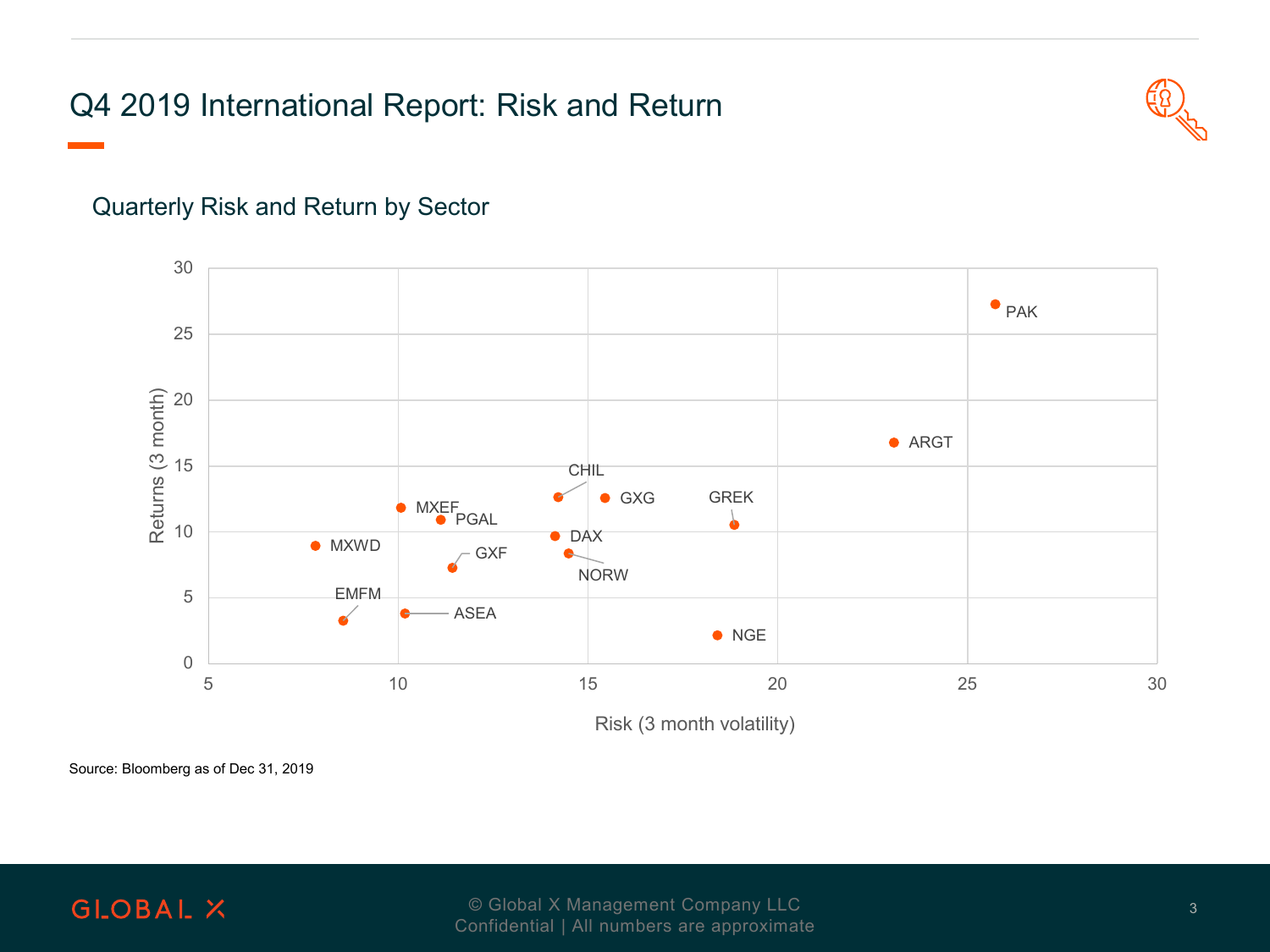# Q4 2019 International Report: Risk and Return

## Quarterly Risk and Return by Sector

Returns (3 month)

30
25
20
15
10
5
0

5 10 15 20 25 30

Risk (3 month volatility)

PAK, ARGT, CHIL, GXG, GREK, MXEF, PGAL, DAX, MXWD, GXF, NORW, EMFM, ASEA, NGE

Source: Bloomberg as of Dec 31, 2019

© Global X Management Company LLC
Confidential | All numbers are approximate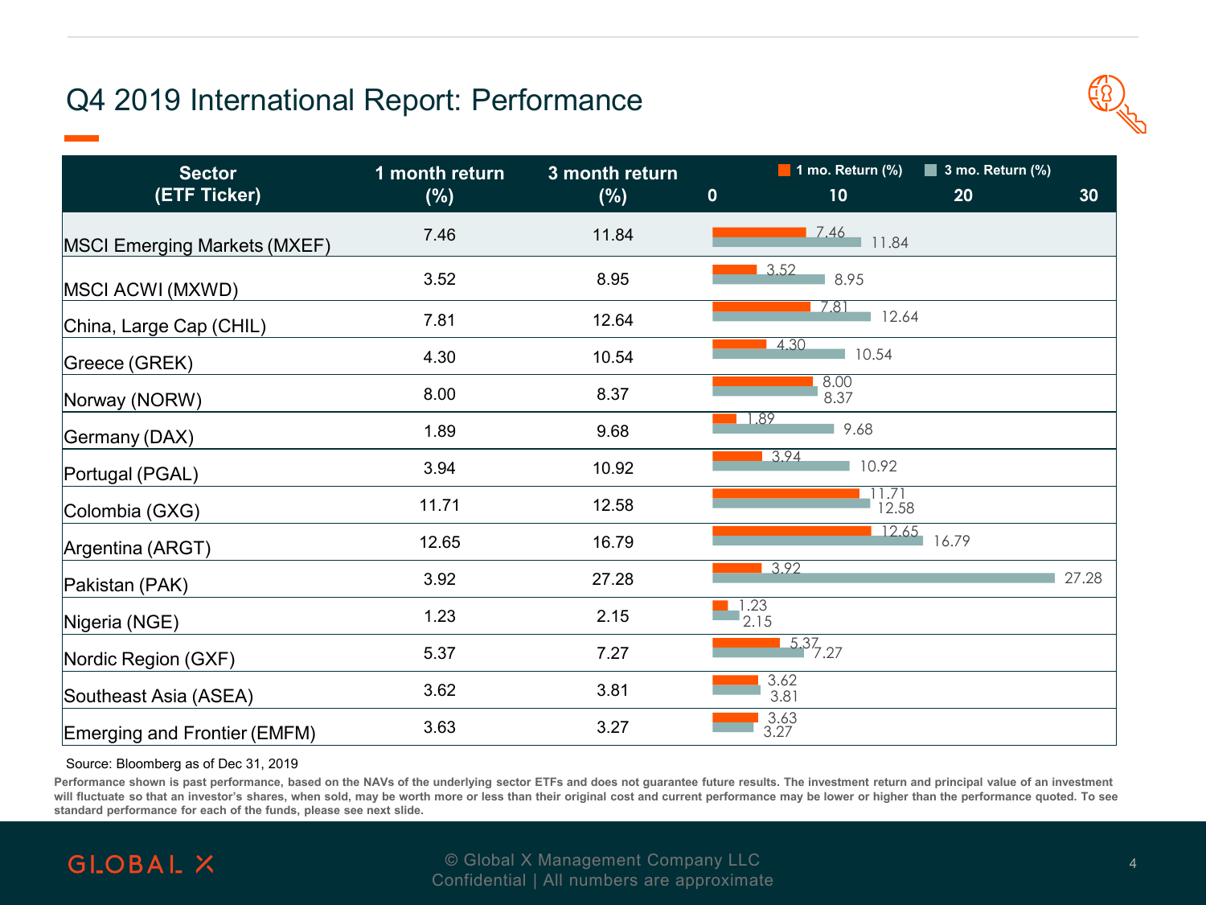# Q4 2019 International Report: Performance

| Sector (ETF Ticker) | 1 month return (%) | 3 month return (%) |
|---|---|---|
| MSCI Emerging Markets (MXEF) | 7.46 | 11.84 |
| MSCI ACWI (MXWD) | 3.52 | 8.95 |
| China, Large Cap (CHIL) | 7.81 | 12.64 |
| Greece (GREK) | 4.30 | 10.54 |
| Norway (NORW) | 8.00 | 8.37 |
| Germany (DAX) | 1.89 | 9.68 |
| Portugal (PGAL) | 3.94 | 10.92 |
| Colombia (GXG) | 11.71 | 12.58 |
| Argentina (ARGT) | 12.65 | 16.79 |
| Pakistan (PAK) | 3.92 | 27.28 |
| Nigeria (NGE) | 1.23 | 2.15 |
| Nordic Region (GXF) | 5.37 | 7.27 |
| Southeast Asia (ASEA) | 3.62 | 3.81 |
| Emerging and Frontier (EMFM) | 3.63 | 3.27 |

Source: Bloomberg as of Dec 31, 2019

**Performance shown is past performance, based on the NAVs of the underlying sector ETFs and does not guarantee future results. The investment return and principal value of an investment will fluctuate so that an investor's shares, when sold, may be worth more or less than their original cost and current performance may be lower or higher than the performance quoted. To see standard performance for each of the funds, please see next slide.**

© Global X Management Company LLC
Confidential | All numbers are approximate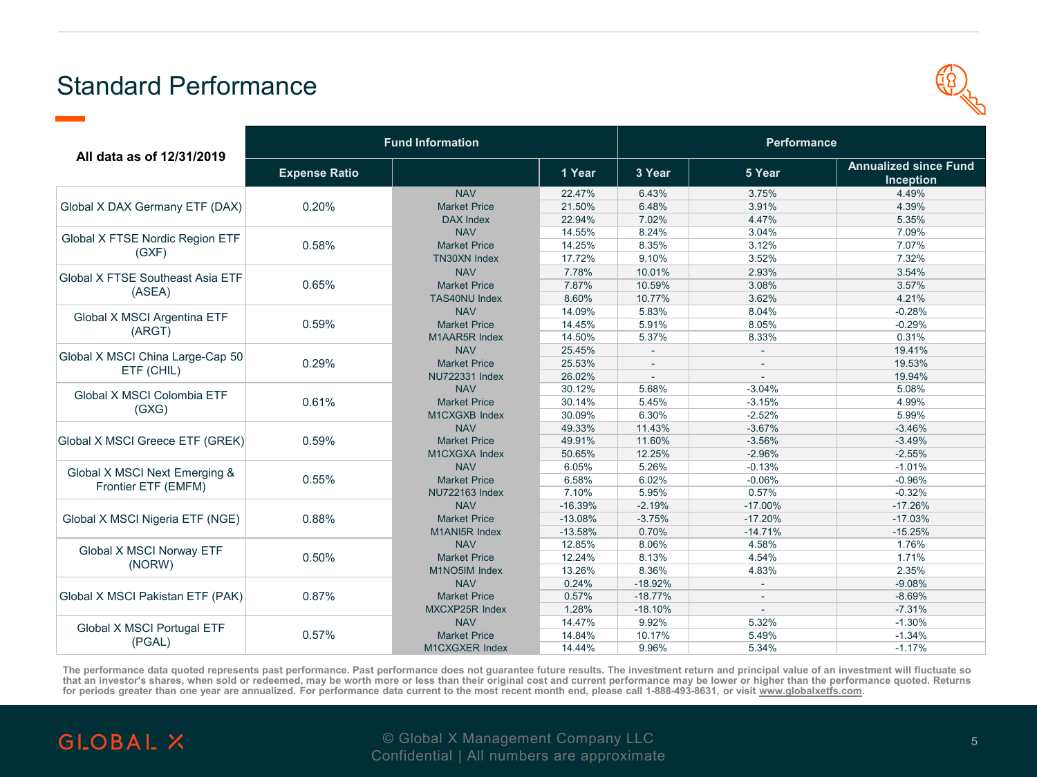# Standard Performance

| All data as of 12/31/2019 | Fund Information | | Performance | | | |
|---|---|---|---|---|---|---|
| | Expense Ratio | | 1 Year | 3 Year | 5 Year | Annualized since Fund Inception |
| Global X DAX Germany ETF (DAX) | 0.20% | NAV | 22.47% | 6.43% | 3.75% | 4.49% |
| | | Market Price | 21.50% | 6.48% | 3.91% | 4.39% |
| | | DAX Index | 22.94% | 7.02% | 4.47% | 5.35% |
| Global X FTSE Nordic Region ETF (GXF) | 0.58% | NAV | 14.55% | 8.24% | 3.04% | 7.09% |
| | | Market Price | 14.25% | 8.35% | 3.12% | 7.07% |
| | | TN30XN Index | 17.72% | 9.10% | 3.52% | 7.32% |
| Global X FTSE Southeast Asia ETF (ASEA) | 0.65% | NAV | 7.78% | 10.01% | 2.93% | 3.54% |
| | | Market Price | 7.87% | 10.59% | 3.08% | 3.57% |
| | | TAS40NU Index | 8.60% | 10.77% | 3.62% | 4.21% |
| Global X MSCI Argentina ETF (ARGT) | 0.59% | NAV | 14.09% | 5.83% | 8.04% | -0.28% |
| | | Market Price | 14.45% | 5.91% | 8.05% | -0.29% |
| | | M1AAR5R Index | 14.50% | 5.37% | 8.33% | 0.31% |
| Global X MSCI China Large-Cap 50 ETF (CHIL) | 0.29% | NAV | 25.45% | - | - | 19.41% |
| | | Market Price | 25.53% | - | - | 19.53% |
| | | NU722331 Index | 26.02% | - | - | 19.94% |
| Global X MSCI Colombia ETF (GXG) | 0.61% | NAV | 30.12% | 5.68% | -3.04% | 5.08% |
| | | Market Price | 30.14% | 5.45% | -3.15% | 4.99% |
| | | M1CXGXB Index | 30.09% | 6.30% | -2.52% | 5.99% |
| Global X MSCI Greece ETF (GREK) | 0.59% | NAV | 49.33% | 11.43% | -3.67% | -3.46% |
| | | Market Price | 49.91% | 11.60% | -3.56% | -3.49% |
| | | M1CXGXA Index | 50.65% | 12.25% | -2.96% | -2.55% |
| Global X MSCI Next Emerging & Frontier ETF (EMFM) | 0.55% | NAV | 6.05% | 5.26% | -0.13% | -1.01% |
| | | Market Price | 6.58% | 6.02% | -0.06% | -0.96% |
| | | NU722163 Index | 7.10% | 5.95% | 0.57% | -0.32% |
| Global X MSCI Nigeria ETF (NGE) | 0.88% | NAV | -16.39% | -2.19% | -17.00% | -17.26% |
| | | Market Price | -13.08% | -3.75% | -17.20% | -17.03% |
| | | M1ANI5R Index | -13.58% | 0.70% | -14.71% | -15.25% |
| Global X MSCI Norway ETF (NORW) | 0.50% | NAV | 12.85% | 8.06% | 4.58% | 1.76% |
| | | Market Price | 12.24% | 8.13% | 4.54% | 1.71% |
| | | M1NO5IM Index | 13.26% | 8.36% | 4.83% | 2.35% |
| Global X MSCI Pakistan ETF (PAK) | 0.87% | NAV | 0.24% | -18.92% | - | -9.08% |
| | | Market Price | 0.57% | -18.77% | - | -8.69% |
| | | MXCXP25R Index | 1.28% | -18.10% | - | -7.31% |
| Global X MSCI Portugal ETF (PGAL) | 0.57% | NAV | 14.47% | 9.92% | 5.32% | -1.30% |
| | | Market Price | 14.84% | 10.17% | 5.49% | -1.34% |
| | | M1CXGXER Index | 14.44% | 9.96% | 5.34% | -1.17% |

**The performance data quoted represents past performance. Past performance does not guarantee future results. The investment return and principal value of an investment will fluctuate so that an investor's shares, when sold or redeemed, may be worth more or less than their original cost and current performance may be lower or higher than the performance quoted. Returns for periods greater than one year are annualized. For performance data current to the most recent month end, please call 1-888-493-8631, or visit www.globalxetfs.com.**

GLOBAL X

© Global X Management Company LLC
Confidential | All numbers are approximate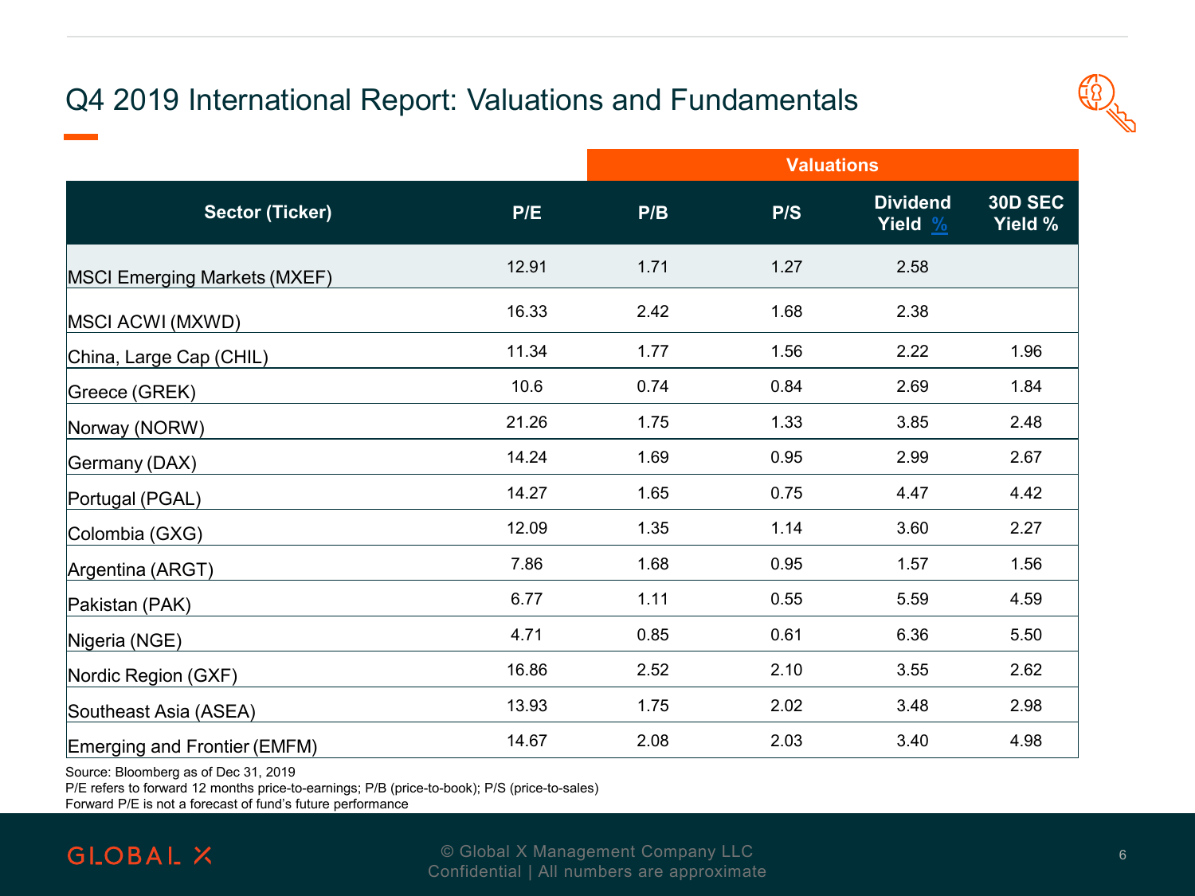# Q4 2019 International Report: Valuations and Fundamentals

| Sector (Ticker) | Valuations | | | | |
|---|---|---|---|---|---|
| | P/E | P/B | P/S | Dividend Yield % | 30D SEC Yield % |
| MSCI Emerging Markets (MXEF) | 12.91 | 1.71 | 1.27 | 2.58 | |
| MSCI ACWI (MXWD) | 16.33 | 2.42 | 1.68 | 2.38 | |
| China, Large Cap (CHIL) | 11.34 | 1.77 | 1.56 | 2.22 | 1.96 |
| Greece (GREK) | 10.6 | 0.74 | 0.84 | 2.69 | 1.84 |
| Norway (NORW) | 21.26 | 1.75 | 1.33 | 3.85 | 2.48 |
| Germany (DAX) | 14.24 | 1.69 | 0.95 | 2.99 | 2.67 |
| Portugal (PGAL) | 14.27 | 1.65 | 0.75 | 4.47 | 4.42 |
| Colombia (GXG) | 12.09 | 1.35 | 1.14 | 3.60 | 2.27 |
| Argentina (ARGT) | 7.86 | 1.68 | 0.95 | 1.57 | 1.56 |
| Pakistan (PAK) | 6.77 | 1.11 | 0.55 | 5.59 | 4.59 |
| Nigeria (NGE) | 4.71 | 0.85 | 0.61 | 6.36 | 5.50 |
| Nordic Region (GXF) | 16.86 | 2.52 | 2.10 | 3.55 | 2.62 |
| Southeast Asia (ASEA) | 13.93 | 1.75 | 2.02 | 3.48 | 2.98 |
| Emerging and Frontier (EMFM) | 14.67 | 2.08 | 2.03 | 3.40 | 4.98 |

Source: Bloomberg as of Dec 31, 2019
P/E refers to forward 12 months price-to-earnings; P/B (price-to-book); P/S (price-to-sales)
Forward P/E is not a forecast of fund's future performance

GLOBAL X

© Global X Management Company LLC
Confidential | All numbers are approximate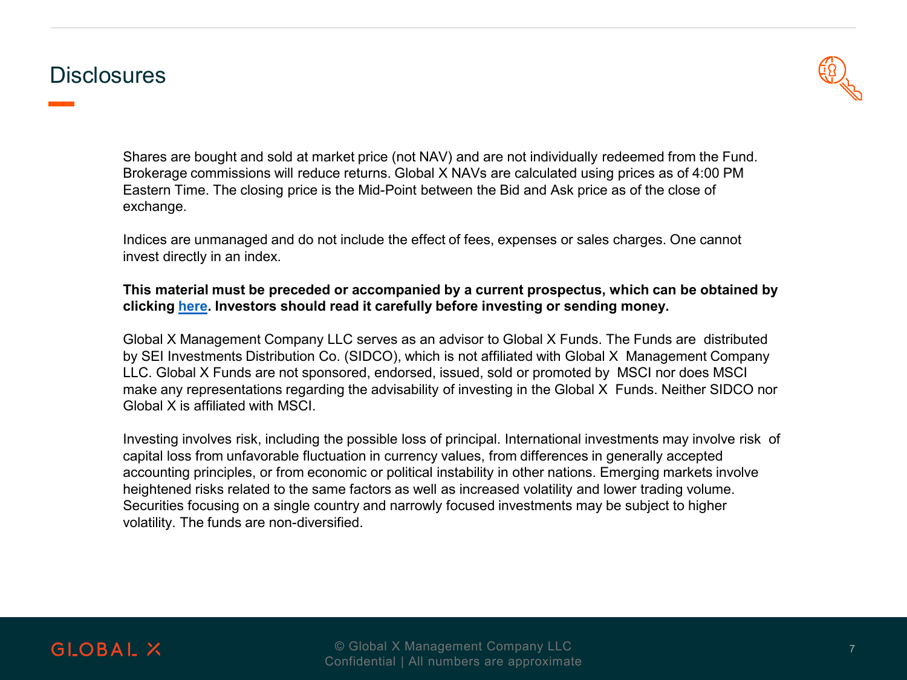# Disclosures

Shares are bought and sold at market price (not NAV) and are not individually redeemed from the Fund. Brokerage commissions will reduce returns. Global X NAVs are calculated using prices as of 4:00 PM Eastern Time. The closing price is the Mid-Point between the Bid and Ask price as of the close of exchange.

Indices are unmanaged and do not include the effect of fees, expenses or sales charges. One cannot invest directly in an index.

**This material must be preceded or accompanied by a current prospectus, which can be obtained by clicking here. Investors should read it carefully before investing or sending money.**

Global X Management Company LLC serves as an advisor to Global X Funds. The Funds are distributed by SEI Investments Distribution Co. (SIDCO), which is not affiliated with Global X Management Company LLC. Global X Funds are not sponsored, endorsed, issued, sold or promoted by MSCI nor does MSCI make any representations regarding the advisability of investing in the Global X Funds. Neither SIDCO nor Global X is affiliated with MSCI.

Investing involves risk, including the possible loss of principal. International investments may involve risk of capital loss from unfavorable fluctuation in currency values, from differences in generally accepted accounting principles, or from economic or political instability in other nations. Emerging markets involve heightened risks related to the same factors as well as increased volatility and lower trading volume. Securities focusing on a single country and narrowly focused investments may be subject to higher volatility. The funds are non-diversified.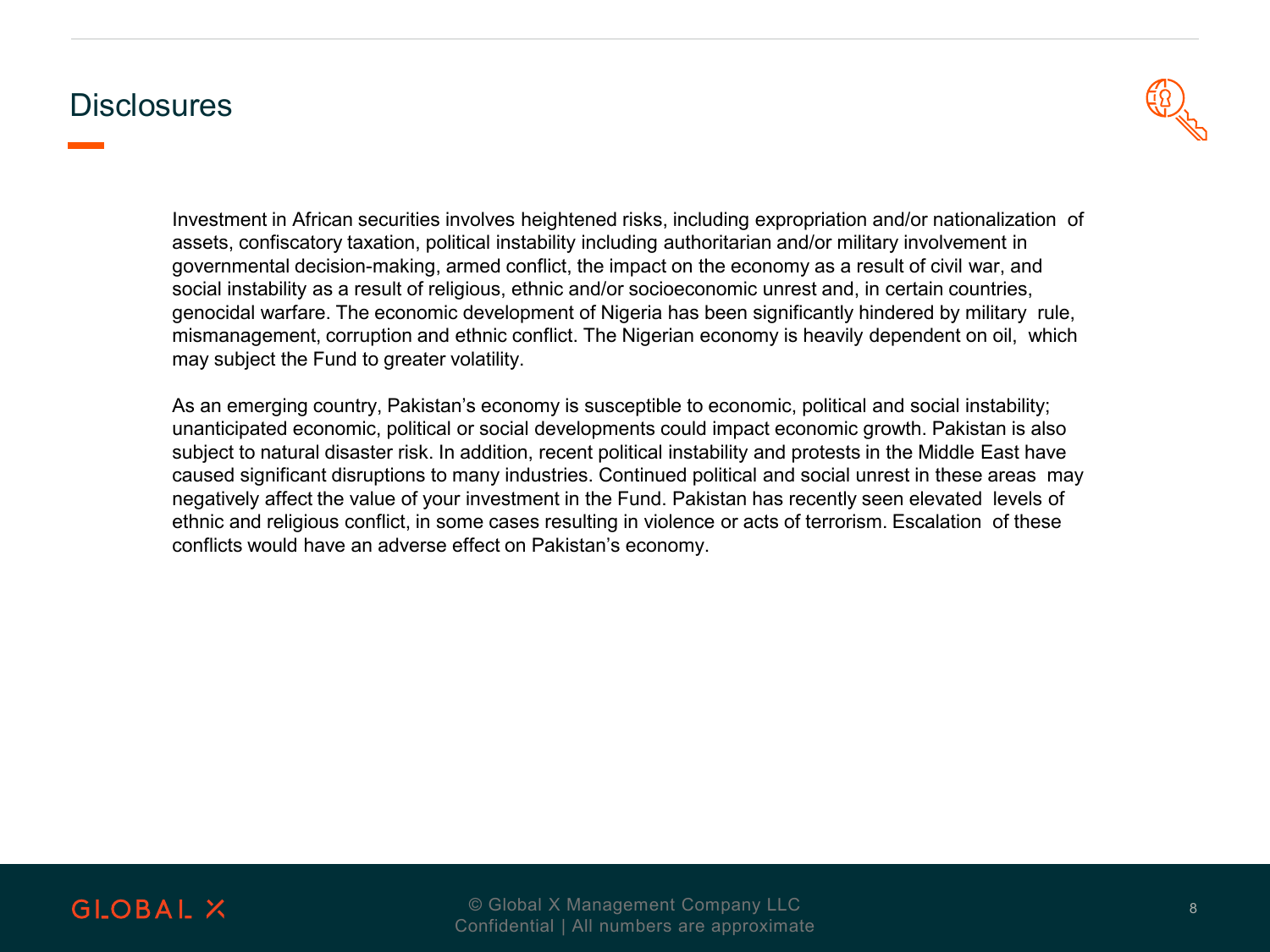# Disclosures

Investment in African securities involves heightened risks, including expropriation and/or nationalization of assets, confiscatory taxation, political instability including authoritarian and/or military involvement in governmental decision-making, armed conflict, the impact on the economy as a result of civil war, and social instability as a result of religious, ethnic and/or socioeconomic unrest and, in certain countries, genocidal warfare. The economic development of Nigeria has been significantly hindered by military rule, mismanagement, corruption and ethnic conflict. The Nigerian economy is heavily dependent on oil, which may subject the Fund to greater volatility.

As an emerging country, Pakistan's economy is susceptible to economic, political and social instability; unanticipated economic, political or social developments could impact economic growth. Pakistan is also subject to natural disaster risk. In addition, recent political instability and protests in the Middle East have caused significant disruptions to many industries. Continued political and social unrest in these areas may negatively affect the value of your investment in the Fund. Pakistan has recently seen elevated levels of ethnic and religious conflict, in some cases resulting in violence or acts of terrorism. Escalation of these conflicts would have an adverse effect on Pakistan's economy.